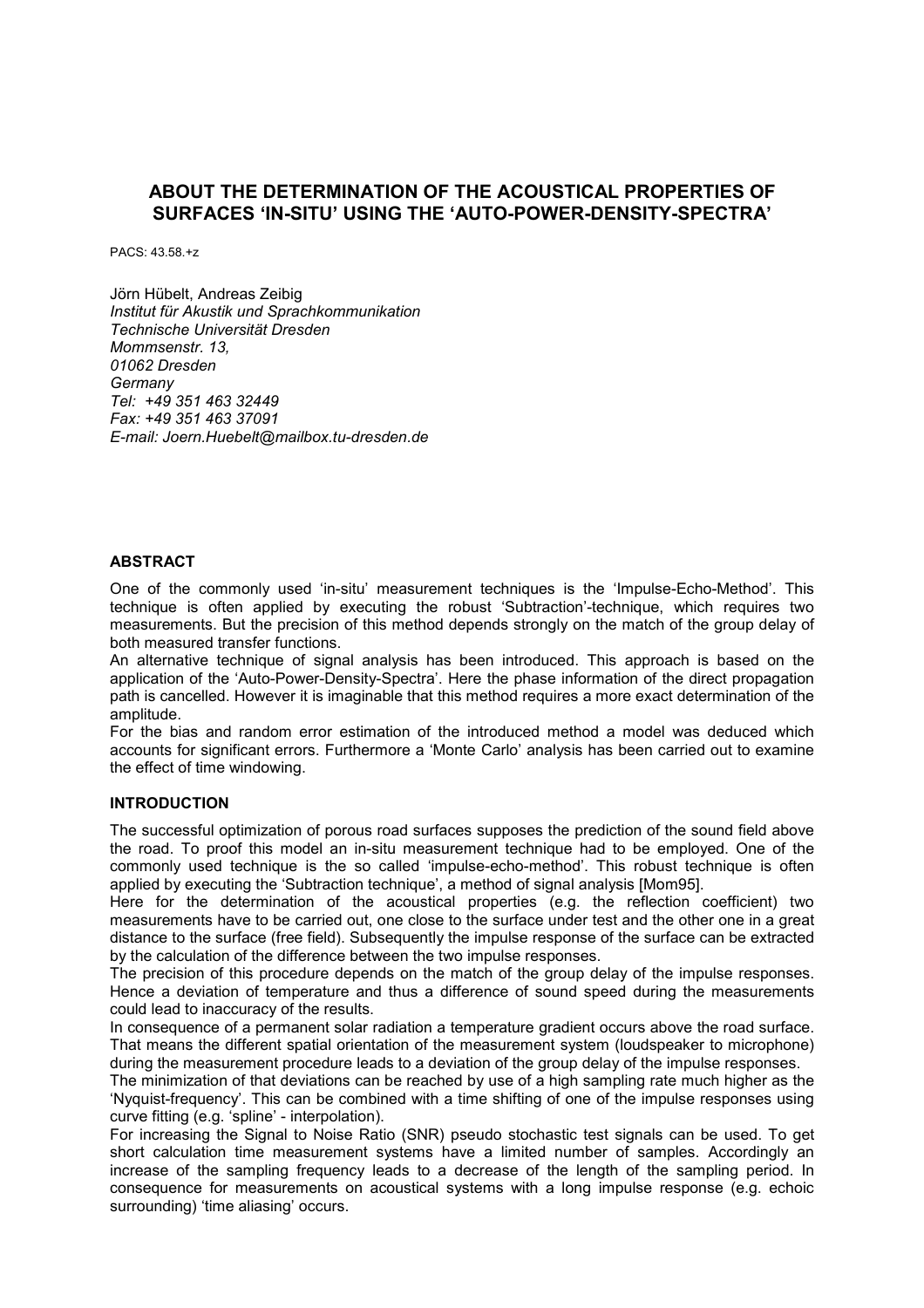# ABOUT THE DETERMINATION OF THE ACOUSTICAL PROPERTIES OF SURFACES 'IN-SITU' USING THE 'AUTO-POWER-DENSITY-SPECTRA'

PACS: 43.58.+z

Jörn Hübelt, Andreas Zeibig
*Institut für Akustik und Sprachkommunikation*
*Technische Universität Dresden*
*Mommsenstr. 13,*
*01062 Dresden*
*Germany*
*Tel: +49 351 463 32449*
*Fax: +49 351 463 37091*
*E-mail: Joern.Huebelt@mailbox.tu-dresden.de*

## ABSTRACT

One of the commonly used 'in-situ' measurement techniques is the 'Impulse-Echo-Method'. This technique is often applied by executing the robust 'Subtraction'-technique, which requires two measurements. But the precision of this method depends strongly on the match of the group delay of both measured transfer functions.

An alternative technique of signal analysis has been introduced. This approach is based on the application of the 'Auto-Power-Density-Spectra'. Here the phase information of the direct propagation path is cancelled. However it is imaginable that this method requires a more exact determination of the amplitude.

For the bias and random error estimation of the introduced method a model was deduced which accounts for significant errors. Furthermore a 'Monte Carlo' analysis has been carried out to examine the effect of time windowing.

## INTRODUCTION

The successful optimization of porous road surfaces supposes the prediction of the sound field above the road. To proof this model an in-situ measurement technique had to be employed. One of the commonly used technique is the so called 'impulse-echo-method'. This robust technique is often applied by executing the 'Subtraction technique', a method of signal analysis [Mom95].

Here for the determination of the acoustical properties (e.g. the reflection coefficient) two measurements have to be carried out, one close to the surface under test and the other one in a great distance to the surface (free field). Subsequently the impulse response of the surface can be extracted by the calculation of the difference between the two impulse responses.

The precision of this procedure depends on the match of the group delay of the impulse responses. Hence a deviation of temperature and thus a difference of sound speed during the measurements could lead to inaccuracy of the results.

In consequence of a permanent solar radiation a temperature gradient occurs above the road surface. That means the different spatial orientation of the measurement system (loudspeaker to microphone) during the measurement procedure leads to a deviation of the group delay of the impulse responses.

The minimization of that deviations can be reached by use of a high sampling rate much higher as the 'Nyquist-frequency'. This can be combined with a time shifting of one of the impulse responses using curve fitting (e.g. 'spline' - interpolation).

For increasing the Signal to Noise Ratio (SNR) pseudo stochastic test signals can be used. To get short calculation time measurement systems have a limited number of samples. Accordingly an increase of the sampling frequency leads to a decrease of the length of the sampling period. In consequence for measurements on acoustical systems with a long impulse response (e.g. echoic surrounding) 'time aliasing' occurs.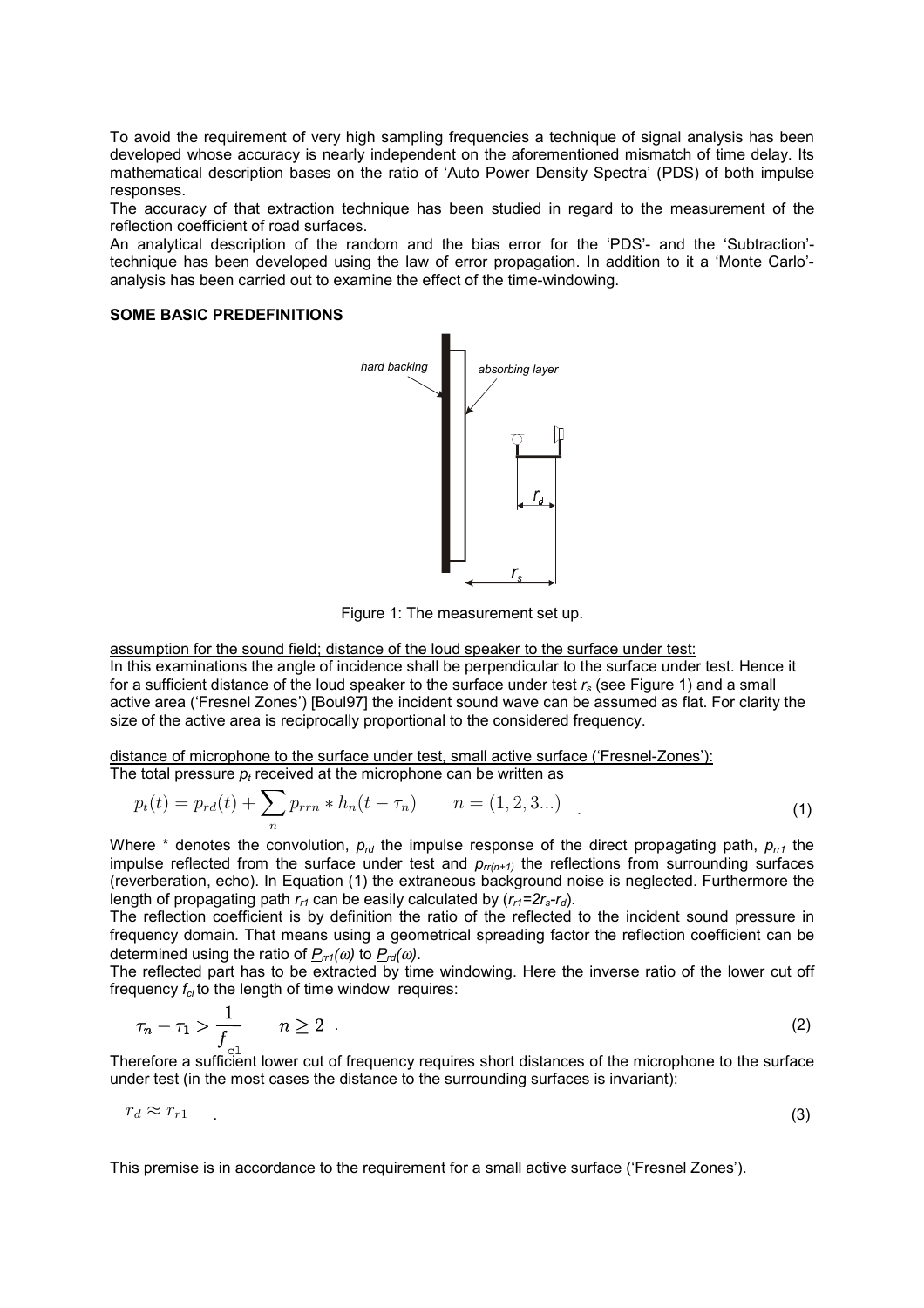To avoid the requirement of very high sampling frequencies a technique of signal analysis has been developed whose accuracy is nearly independent on the aforementioned mismatch of time delay. Its mathematical description bases on the ratio of 'Auto Power Density Spectra' (PDS) of both impulse responses.
The accuracy of that extraction technique has been studied in regard to the measurement of the reflection coefficient of road surfaces.
An analytical description of the random and the bias error for the 'PDS'- and the 'Subtraction'-technique has been developed using the law of error propagation. In addition to it a 'Monte Carlo'-analysis has been carried out to examine the effect of the time-windowing.

**SOME BASIC PREDEFINITIONS**

Figure 1: The measurement set up.

assumption for the sound field; distance of the loud speaker to the surface under test:
In this examinations the angle of incidence shall be perpendicular to the surface under test. Hence it for a sufficient distance of the loud speaker to the surface under test $r_s$ (see Figure 1) and a small active area ('Fresnel Zones') [Boul97] the incident sound wave can be assumed as flat. For clarity the size of the active area is reciprocally proportional to the considered frequency.

distance of microphone to the surface under test, small active surface ('Fresnel-Zones'):
The total pressure $p_t$ received at the microphone can be written as

$$p_t(t) = p_{rd}(t) + \sum_n p_{rrn} * h_n(t - \tau_n) \qquad n = (1, 2, 3...) \quad . \tag{1}$$

Where * denotes the convolution, $p_{rd}$ the impulse response of the direct propagating path, $p_{rr1}$ the impulse reflected from the surface under test and $p_{rr(n+1)}$ the reflections from surrounding surfaces (reverberation, echo). In Equation (1) the extraneous background noise is neglected. Furthermore the length of propagating path $r_{r1}$ can be easily calculated by ($r_{r1}=2r_s-r_d$).
The reflection coefficient is by definition the ratio of the reflected to the incident sound pressure in frequency domain. That means using a geometrical spreading factor the reflection coefficient can be determined using the ratio of $\underline{P}_{rr1}(\omega)$ to $\underline{P}_{rd}(\omega)$.
The reflected part has to be extracted by time windowing. Here the inverse ratio of the lower cut off frequency $f_{cl}$ to the length of time window requires:

$$\tau_n - \tau_1 > \frac{1}{f_{cl}} \qquad n \geq 2 \ . \tag{2}$$

Therefore a sufficient lower cut of frequency requires short distances of the microphone to the surface under test (in the most cases the distance to the surrounding surfaces is invariant):

$$r_d \approx r_{r1} \quad . \tag{3}$$

This premise is in accordance to the requirement for a small active surface ('Fresnel Zones').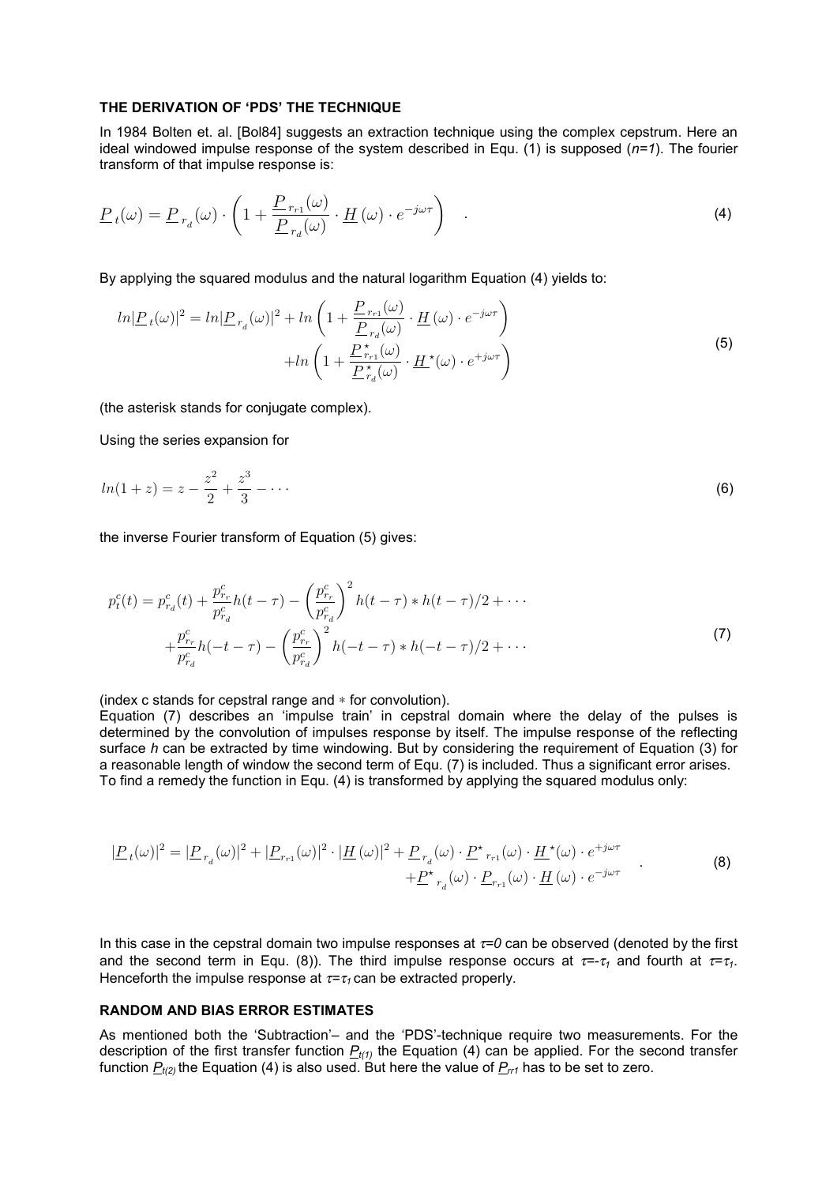## THE DERIVATION OF 'PDS' THE TECHNIQUE

In 1984 Bolten et. al. [Bol84] suggests an extraction technique using the complex cepstrum. Here an ideal windowed impulse response of the system described in Equ. (1) is supposed (*n=1*). The fourier transform of that impulse response is:

$$\underline{P}_t(\omega) = \underline{P}_{r_d}(\omega) \cdot \left( 1 + \frac{\underline{P}_{r_{r1}}(\omega)}{\underline{P}_{r_d}(\omega)} \cdot \underline{H}(\omega) \cdot e^{-j\omega\tau} \right) \quad . \tag{4}$$

By applying the squared modulus and the natural logarithm Equation (4) yields to:

$$\begin{aligned} ln|\underline{P}_t(\omega)|^2 = ln|\underline{P}_{r_d}(\omega)|^2 &+ ln\left( 1 + \frac{\underline{P}_{r_{r1}}(\omega)}{\underline{P}_{r_d}(\omega)} \cdot \underline{H}(\omega) \cdot e^{-j\omega\tau} \right) \\ &+ ln\left( 1 + \frac{\underline{P}^\star_{r_{r1}}(\omega)}{\underline{P}^\star_{r_d}(\omega)} \cdot \underline{H}^\star(\omega) \cdot e^{+j\omega\tau} \right) \end{aligned} \tag{5}$$

(the asterisk stands for conjugate complex).

Using the series expansion for

$$ln(1+z) = z - \frac{z^2}{2} + \frac{z^3}{3} - \cdots \tag{6}$$

the inverse Fourier transform of Equation (5) gives:

$$\begin{aligned} p^c_t(t) = p^c_{r_d}(t) &+ \frac{p^c_{r_r}}{p^c_{r_d}} h(t-\tau) - \left( \frac{p^c_{r_r}}{p^c_{r_d}} \right)^2 h(t-\tau) * h(t-\tau)/2 + \cdots \\ &+ \frac{p^c_{r_r}}{p^c_{r_d}} h(-t-\tau) - \left( \frac{p^c_{r_r}}{p^c_{r_d}} \right)^2 h(-t-\tau) * h(-t-\tau)/2 + \cdots \end{aligned} \tag{7}$$

(index c stands for cepstral range and $*$ for convolution).

Equation (7) describes an 'impulse train' in cepstral domain where the delay of the pulses is determined by the convolution of impulses response by itself. The impulse response of the reflecting surface *h* can be extracted by time windowing. But by considering the requirement of Equation (3) for a reasonable length of window the second term of Equ. (7) is included. Thus a significant error arises. To find a remedy the function in Equ. (4) is transformed by applying the squared modulus only:

$$\begin{aligned} |\underline{P}_t(\omega)|^2 = |\underline{P}_{r_d}(\omega)|^2 + |\underline{P}_{r_{r1}}(\omega)|^2 \cdot |\underline{H}(\omega)|^2 &+ \underline{P}_{r_d}(\omega) \cdot \underline{P}^\star_{r_{r1}}(\omega) \cdot \underline{H}^\star(\omega) \cdot e^{+j\omega\tau} \\ &+ \underline{P}^\star_{r_d}(\omega) \cdot \underline{P}_{r_{r1}}(\omega) \cdot \underline{H}(\omega) \cdot e^{-j\omega\tau} \end{aligned} \quad . \tag{8}$$

In this case in the cepstral domain two impulse responses at $\tau=0$ can be observed (denoted by the first and the second term in Equ. (8)). The third impulse response occurs at $\tau=-\tau_1$ and fourth at $\tau=\tau_1$. Henceforth the impulse response at $\tau=\tau_1$ can be extracted properly.

## RANDOM AND BIAS ERROR ESTIMATES

As mentioned both the 'Subtraction'– and the 'PDS'-technique require two measurements. For the description of the first transfer function $\underline{P}_{t(1)}$ the Equation (4) can be applied. For the second transfer function $\underline{P}_{t(2)}$ the Equation (4) is also used. But here the value of $\underline{P}_{rr1}$ has to be set to zero.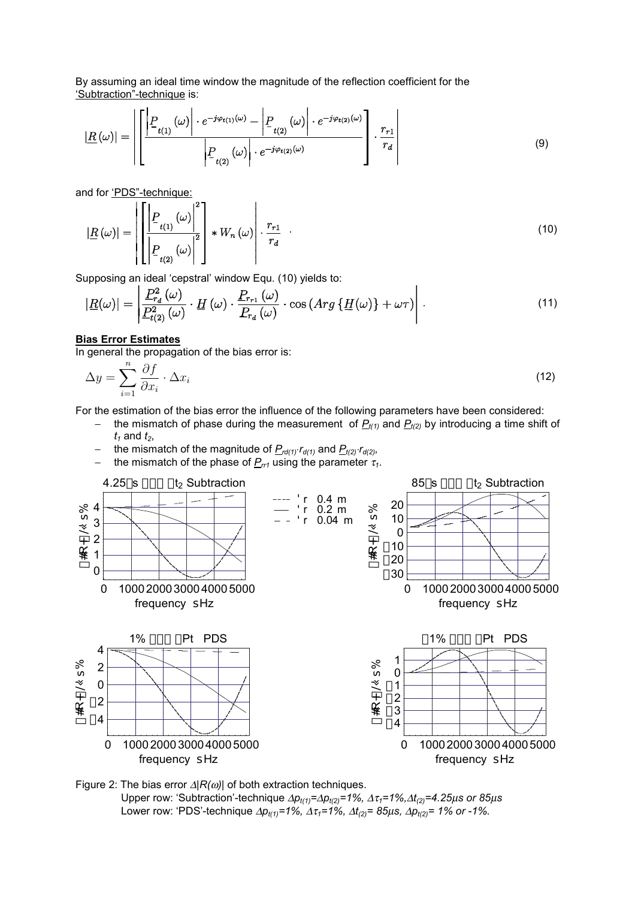By assuming an ideal time window the magnitude of the reflection coefficient for the 'Subtraction"-technique is:

$$|\underline{R}(\omega)| = \left| \left[ \frac{\left|\underline{P}_{t(1)}(\omega)\right| \cdot e^{-j\varphi_{t(1)}(\omega)} - \left|\underline{P}_{t(2)}(\omega)\right| \cdot e^{-j\varphi_{t(2)}(\omega)}}{\left|\underline{P}_{t(2)}(\omega)\right| \cdot e^{-j\varphi_{t(2)}(\omega)}} \right] \cdot \frac{r_{r1}}{r_d} \right| \tag{9}$$

and for 'PDS"-technique:

$$|\underline{R}(\omega)| = \left| \left[ \frac{\left|\underline{P}_{t(1)}(\omega)\right|^2}{\left|\underline{P}_{t(2)}(\omega)\right|^2} \right] * W_n(\omega) \right| \cdot \frac{r_{r1}}{r_d} \quad . \tag{10}$$

Supposing an ideal 'cepstral' window Equ. (10) yields to:

$$|\underline{R}(\omega)| = \left| \frac{\underline{P}_{r_d}^2(\omega)}{\underline{P}_{t(2)}^2(\omega)} \cdot \underline{H}(\omega) \cdot \frac{\underline{P}_{r_{r1}}(\omega)}{\underline{P}_{r_d}(\omega)} \cdot \cos\left(Arg\left\{\underline{H}(\omega)\right\} + \omega\tau\right) \right| . \tag{11}$$

**Bias Error Estimates**

In general the propagation of the bias error is:

$$\Delta y = \sum_{i=1}^{n} \frac{\partial f}{\partial x_i} \cdot \Delta x_i \tag{12}$$

For the estimation of the bias error the influence of the following parameters have been considered:

- the mismatch of phase during the measurement of $\underline{P}_{t(1)}$ and $\underline{P}_{t(2)}$ by introducing a time shift of $t_1$ and $t_2$,
- the mismatch of the magnitude of $\underline{P}_{rd(1)} \cdot r_{d(1)}$ and $\underline{P}_{t(2)} \cdot r_{d(2)}$,
- the mismatch of the phase of $\underline{P}_{r1}$ using the parameter $\tau_1$.

Figure 2: The bias error $\Delta|R(\omega)|$ of both extraction techniques.
Upper row: 'Subtraction'-technique $\Delta p_{t(1)}=\Delta p_{t(2)}=1\%$, $\Delta\tau_1=1\%$, $\Delta t_{(2)}=4.25\mu s$ or $85\mu s$
Lower row: 'PDS'-technique $\Delta p_{t(1)}=1\%$, $\Delta\tau_1=1\%$, $\Delta t_{(2)}= 85\mu s$, $\Delta p_{t(2)}= 1\%$ or $-1\%$.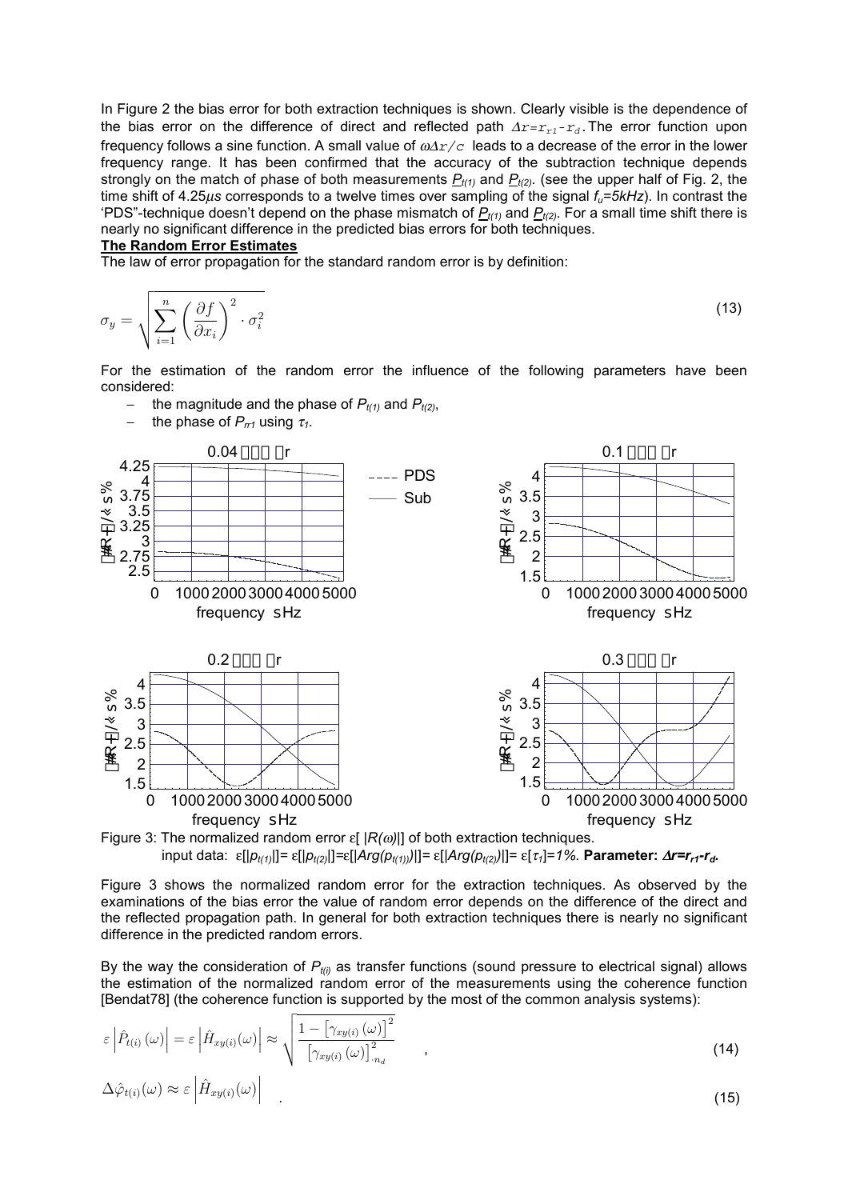In Figure 2 the bias error for both extraction techniques is shown. Clearly visible is the dependence of the bias error on the difference of direct and reflected path $\Delta r = r_{r1} - r_d$. The error function upon frequency follows a sine function. A small value of $\omega \Delta r / c$ leads to a decrease of the error in the lower frequency range. It has been confirmed that the accuracy of the subtraction technique depends strongly on the match of phase of both measurements $\underline{P}_{t(1)}$ and $\underline{P}_{t(2)}$. (see the upper half of Fig. 2, the time shift of 4.25$\mu s$ corresponds to a twelve times over sampling of the signal $f_u$=5kHz). In contrast the 'PDS"-technique doesn't depend on the phase mismatch of $\underline{P}_{t(1)}$ and $\underline{P}_{t(2)}$. For a small time shift there is nearly no significant difference in the predicted bias errors for both techniques.

**The Random Error Estimates**

The law of error propagation for the standard random error is by definition:

$$\sigma_y = \sqrt{\sum_{i=1}^{n} \left( \frac{\partial f}{\partial x_i} \right)^2 \cdot \sigma_i^2} \tag{13}$$

For the estimation of the random error the influence of the following parameters have been considered:

- the magnitude and the phase of $P_{t(1)}$ and $P_{t(2)}$,
- the phase of $P_{rr1}$ using $\tau_1$.

Figure 3: The normalized random error $\varepsilon[\,|R(\omega)|\,]$ of both extraction techniques.
input data: $\varepsilon[|p_{t(1)}|] = \varepsilon[|p_{t(2)}|] = \varepsilon[|Arg(p_{t(1)})|] = \varepsilon[|Arg(p_{t(2)})|] = \varepsilon[\tau_1] = 1\%$. **Parameter:** $\Delta r = r_{r1} - r_d$.

Figure 3 shows the normalized random error for the extraction techniques. As observed by the examinations of the bias error the value of random error depends on the difference of the direct and the reflected propagation path. In general for both extraction techniques there is nearly no significant difference in the predicted random errors.

By the way the consideration of $P_{t(i)}$ as transfer functions (sound pressure to electrical signal) allows the estimation of the normalized random error of the measurements using the coherence function [Bendat78] (the coherence function is supported by the most of the common analysis systems):

$$\varepsilon \left| \hat{P}_{t(i)}(\omega) \right| = \varepsilon \left| \hat{H}_{xy(i)}(\omega) \right| \approx \sqrt{\frac{1 - \left[ \gamma_{xy(i)}(\omega) \right]^2}{\left[ \gamma_{xy(i)}(\omega) \right]^2_{\cdot n_d}}} \quad , \tag{14}$$

$$\Delta \hat{\varphi}_{t(i)}(\omega) \approx \varepsilon \left| \hat{H}_{xy(i)}(\omega) \right| \quad . \tag{15}$$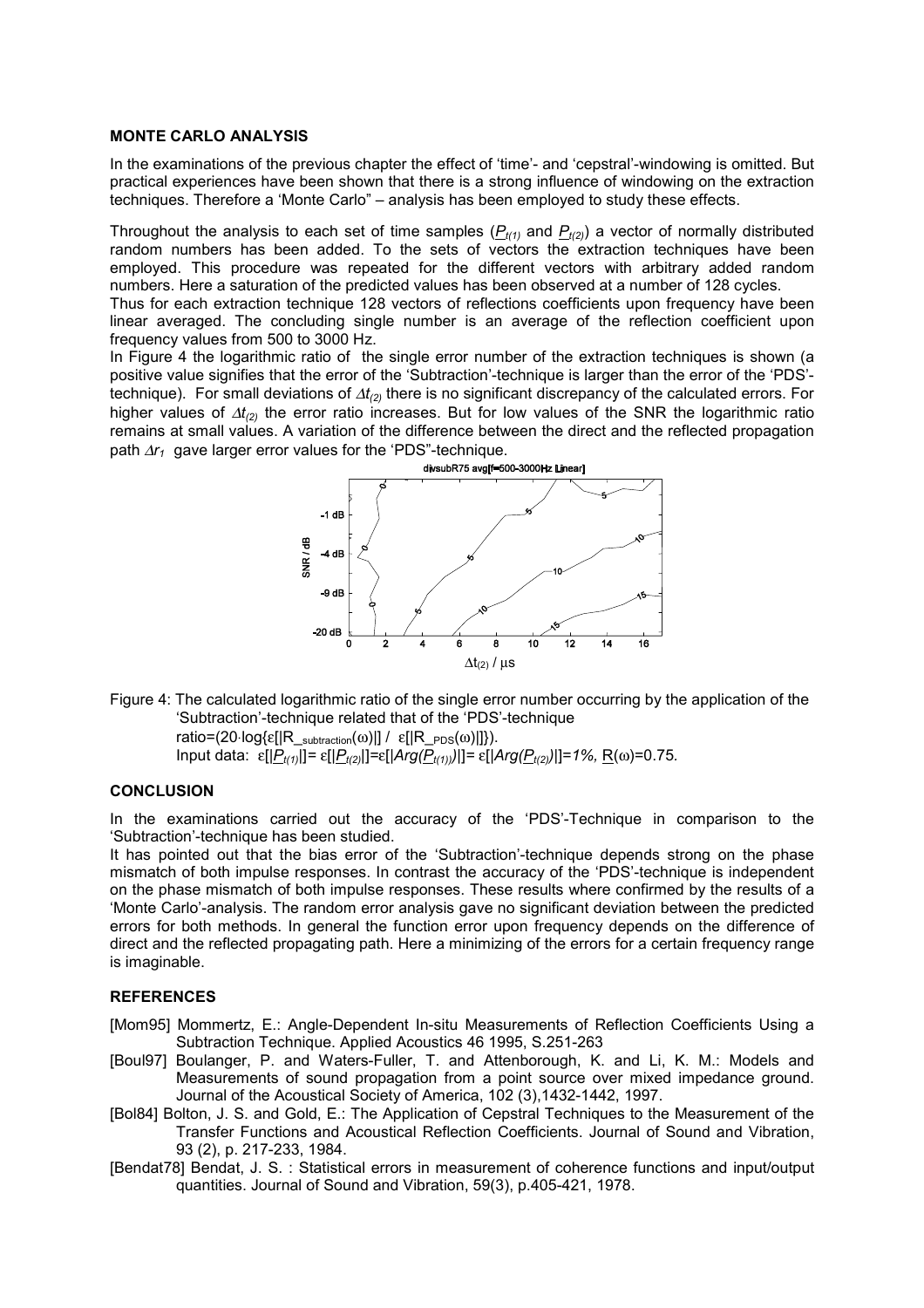## MONTE CARLO ANALYSIS

In the examinations of the previous chapter the effect of 'time'- and 'cepstral'-windowing is omitted. But practical experiences have been shown that there is a strong influence of windowing on the extraction techniques. Therefore a 'Monte Carlo" – analysis has been employed to study these effects.

Throughout the analysis to each set of time samples ($\underline{P}_{t(1)}$ and $\underline{P}_{t(2)}$) a vector of normally distributed random numbers has been added. To the sets of vectors the extraction techniques have been employed. This procedure was repeated for the different vectors with arbitrary added random numbers. Here a saturation of the predicted values has been observed at a number of 128 cycles.
Thus for each extraction technique 128 vectors of reflections coefficients upon frequency have been linear averaged. The concluding single number is an average of the reflection coefficient upon frequency values from 500 to 3000 Hz.
In Figure 4 the logarithmic ratio of the single error number of the extraction techniques is shown (a positive value signifies that the error of the 'Subtraction'-technique is larger than the error of the 'PDS'-technique). For small deviations of $\Delta t_{(2)}$ there is no significant discrepancy of the calculated errors. For higher values of $\Delta t_{(2)}$ the error ratio increases. But for low values of the SNR the logarithmic ratio remains at small values. A variation of the difference between the direct and the reflected propagation path $\Delta r_1$ gave larger error values for the 'PDS"-technique.

divsubR75 avg[f=500-3000Hz Linear]

SNR / dB

-1 dB
-4 dB
-9 dB
-20 dB

0 2 4 6 8 10 12 14 16

$\Delta t_{(2)}$ / µs

0
5
10
15

Figure 4: The calculated logarithmic ratio of the single error number occurring by the application of the 'Subtraction'-technique related that of the 'PDS'-technique
ratio=$(20 \cdot \log\{\varepsilon[|R_{\_subtraction}(\omega)|] / \varepsilon[|R_{\_PDS}(\omega)|]\})$.
Input data: $\varepsilon[|\underline{P}_{t(1)}|] = \varepsilon[|\underline{P}_{t(2)}|] = \varepsilon[|Arg(\underline{P}_{t(1)})|] = \varepsilon[|Arg(\underline{P}_{t(2)})|] = 1\%$, $\underline{R}(\omega)=0.75$.

## CONCLUSION

In the examinations carried out the accuracy of the 'PDS'-Technique in comparison to the 'Subtraction'-technique has been studied.

It has pointed out that the bias error of the 'Subtraction'-technique depends strong on the phase mismatch of both impulse responses. In contrast the accuracy of the 'PDS'-technique is independent on the phase mismatch of both impulse responses. These results where confirmed by the results of a 'Monte Carlo'-analysis. The random error analysis gave no significant deviation between the predicted errors for both methods. In general the function error upon frequency depends on the difference of direct and the reflected propagating path. Here a minimizing of the errors for a certain frequency range is imaginable.

## REFERENCES

[Mom95] Mommertz, E.: Angle-Dependent In-situ Measurements of Reflection Coefficients Using a Subtraction Technique. Applied Acoustics 46 1995, S.251-263

[Boul97] Boulanger, P. and Waters-Fuller, T. and Attenborough, K. and Li, K. M.: Models and Measurements of sound propagation from a point source over mixed impedance ground. Journal of the Acoustical Society of America, 102 (3),1432-1442, 1997.

[Bol84] Bolton, J. S. and Gold, E.: The Application of Cepstral Techniques to the Measurement of the Transfer Functions and Acoustical Reflection Coefficients. Journal of Sound and Vibration, 93 (2), p. 217-233, 1984.

[Bendat78] Bendat, J. S. : Statistical errors in measurement of coherence functions and input/output quantities. Journal of Sound and Vibration, 59(3), p.405-421, 1978.